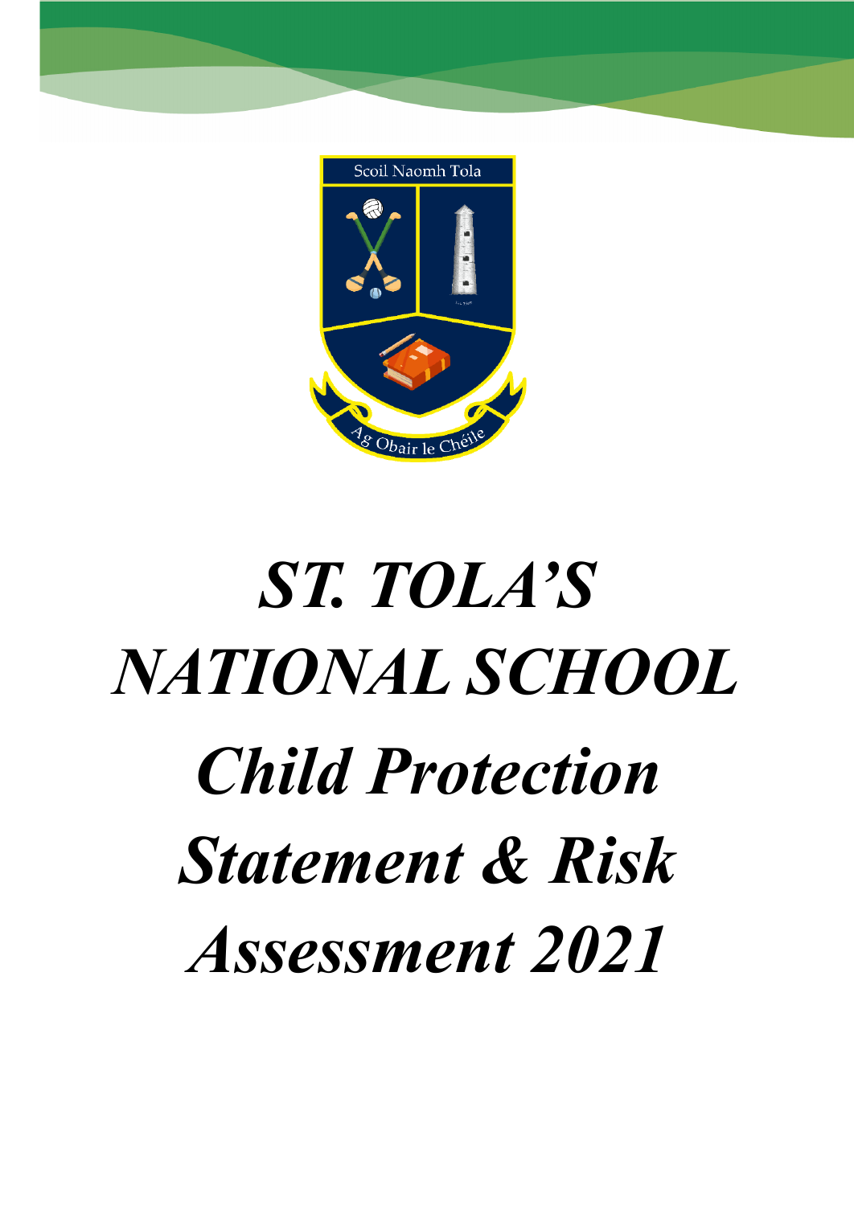Scoil Naomh Tola

Ag Obair le Chéile

# ST. TOLA'S NATIONAL SCHOOL

# Child Protection Statement & Risk Assessment 2021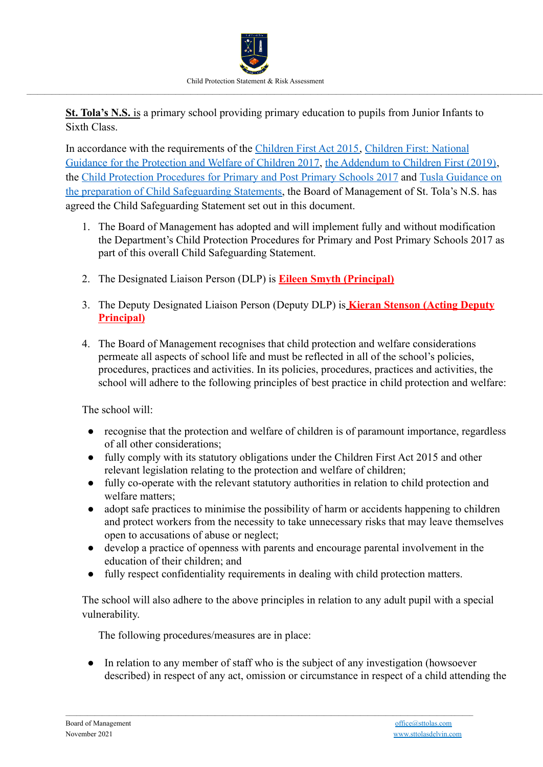**St. Tola's N.S.** is a primary school providing primary education to pupils from Junior Infants to Sixth Class.

In accordance with the requirements of the Children First Act 2015, Children First: National Guidance for the Protection and Welfare of Children 2017, the Addendum to Children First (2019), the Child Protection Procedures for Primary and Post Primary Schools 2017 and Tusla Guidance on the preparation of Child Safeguarding Statements, the Board of Management of St. Tola's N.S. has agreed the Child Safeguarding Statement set out in this document.

1. The Board of Management has adopted and will implement fully and without modification the Department's Child Protection Procedures for Primary and Post Primary Schools 2017 as part of this overall Child Safeguarding Statement.

2. The Designated Liaison Person (DLP) is **Eileen Smyth (Principal)**

3. The Deputy Designated Liaison Person (Deputy DLP) is **Kieran Stenson (Acting Deputy Principal)**

4. The Board of Management recognises that child protection and welfare considerations permeate all aspects of school life and must be reflected in all of the school's policies, procedures, practices and activities. In its policies, procedures, practices and activities, the school will adhere to the following principles of best practice in child protection and welfare:

The school will:

- recognise that the protection and welfare of children is of paramount importance, regardless of all other considerations;
- fully comply with its statutory obligations under the Children First Act 2015 and other relevant legislation relating to the protection and welfare of children;
- fully co-operate with the relevant statutory authorities in relation to child protection and welfare matters;
- adopt safe practices to minimise the possibility of harm or accidents happening to children and protect workers from the necessity to take unnecessary risks that may leave themselves open to accusations of abuse or neglect;
- develop a practice of openness with parents and encourage parental involvement in the education of their children; and
- fully respect confidentiality requirements in dealing with child protection matters.

The school will also adhere to the above principles in relation to any adult pupil with a special vulnerability.

The following procedures/measures are in place:

- In relation to any member of staff who is the subject of any investigation (howsoever described) in respect of any act, omission or circumstance in respect of a child attending the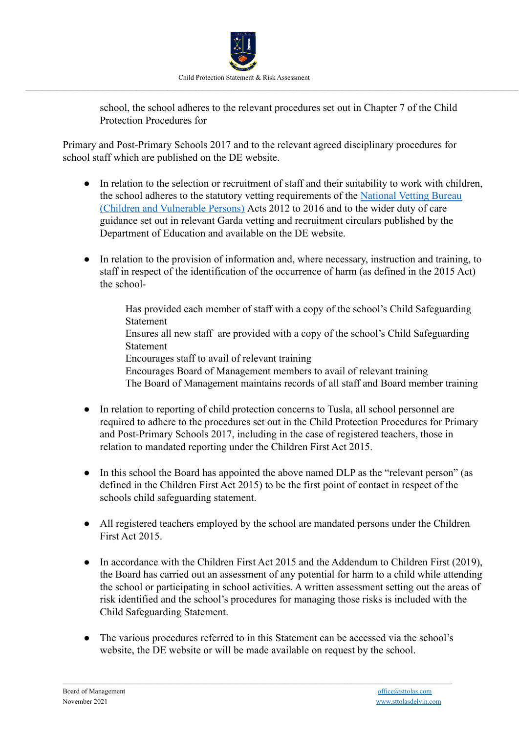school, the school adheres to the relevant procedures set out in Chapter 7 of the Child Protection Procedures for

Primary and Post-Primary Schools 2017 and to the relevant agreed disciplinary procedures for school staff which are published on the DE website.

- In relation to the selection or recruitment of staff and their suitability to work with children, the school adheres to the statutory vetting requirements of the [National Vetting Bureau (Children and Vulnerable Persons)] Acts 2012 to 2016 and to the wider duty of care guidance set out in relevant Garda vetting and recruitment circulars published by the Department of Education and available on the DE website.

- In relation to the provision of information and, where necessary, instruction and training, to staff in respect of the identification of the occurrence of harm (as defined in the 2015 Act) the school-

  Has provided each member of staff with a copy of the school's Child Safeguarding Statement
  Ensures all new staff are provided with a copy of the school's Child Safeguarding Statement
  Encourages staff to avail of relevant training
  Encourages Board of Management members to avail of relevant training
  The Board of Management maintains records of all staff and Board member training

- In relation to reporting of child protection concerns to Tusla, all school personnel are required to adhere to the procedures set out in the Child Protection Procedures for Primary and Post-Primary Schools 2017, including in the case of registered teachers, those in relation to mandated reporting under the Children First Act 2015.

- In this school the Board has appointed the above named DLP as the "relevant person" (as defined in the Children First Act 2015) to be the first point of contact in respect of the schools child safeguarding statement.

- All registered teachers employed by the school are mandated persons under the Children First Act 2015.

- In accordance with the Children First Act 2015 and the Addendum to Children First (2019), the Board has carried out an assessment of any potential for harm to a child while attending the school or participating in school activities. A written assessment setting out the areas of risk identified and the school's procedures for managing those risks is included with the Child Safeguarding Statement.

- The various procedures referred to in this Statement can be accessed via the school's website, the DE website or will be made available on request by the school.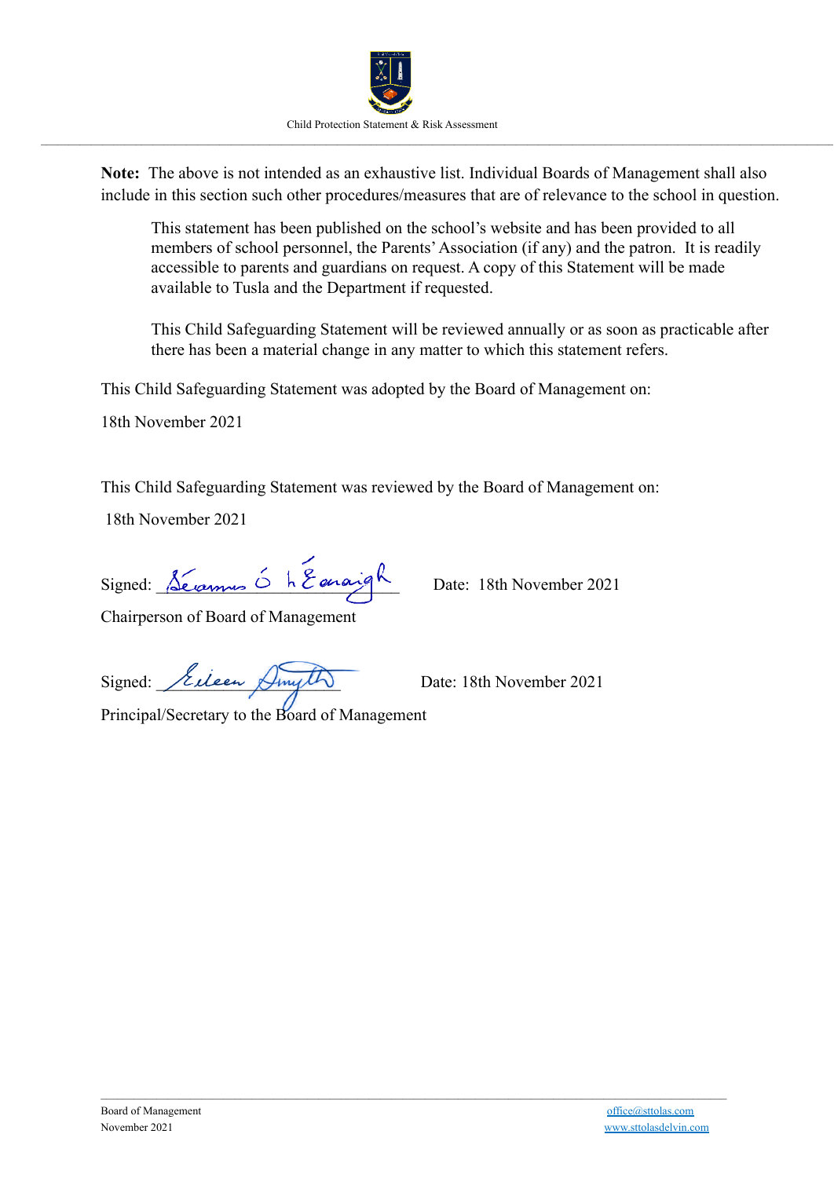**Note:** The above is not intended as an exhaustive list. Individual Boards of Management shall also include in this section such other procedures/measures that are of relevance to the school in question.

> This statement has been published on the school's website and has been provided to all members of school personnel, the Parents' Association (if any) and the patron. It is readily accessible to parents and guardians on request. A copy of this Statement will be made available to Tusla and the Department if requested.
>
> This Child Safeguarding Statement will be reviewed annually or as soon as practicable after there has been a material change in any matter to which this statement refers.

This Child Safeguarding Statement was adopted by the Board of Management on:

18th November 2021

This Child Safeguarding Statement was reviewed by the Board of Management on:

18th November 2021

Signed: Séamus Ó hÉanaigh     Date: 18th November 2021

Chairperson of Board of Management

Signed: Eileen Smyth     Date: 18th November 2021

Principal/Secretary to the Board of Management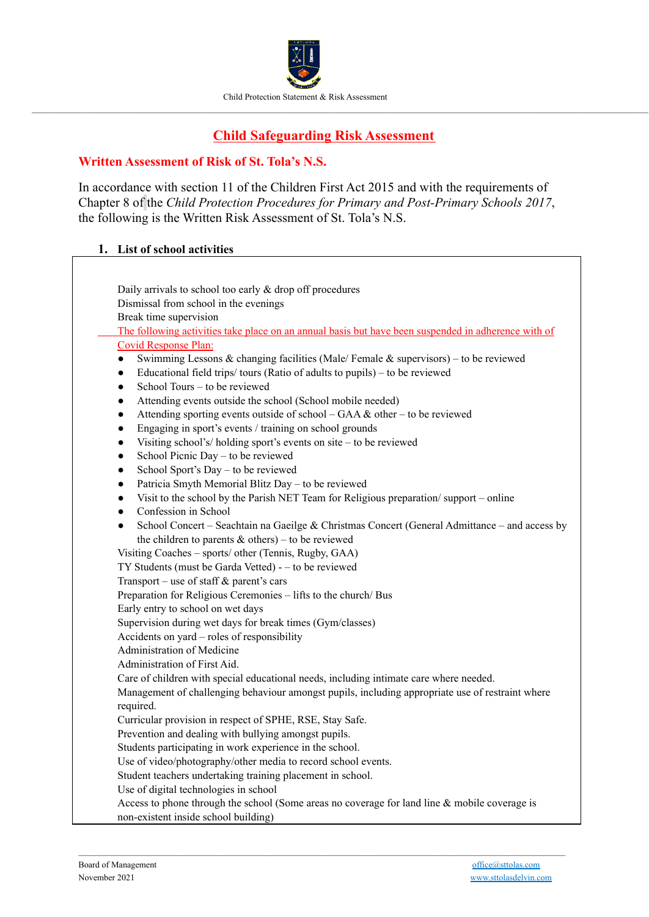# Child Safeguarding Risk Assessment

## Written Assessment of Risk of St. Tola's N.S.

In accordance with section 11 of the Children First Act 2015 and with the requirements of Chapter 8 of the *Child Protection Procedures for Primary and Post-Primary Schools 2017*, the following is the Written Risk Assessment of St. Tola's N.S.

### 1. List of school activities

Daily arrivals to school too early & drop off procedures
Dismissal from school in the evenings
Break time supervision
The following activities take place on an annual basis but have been suspended in adherence with of Covid Response Plan:

- Swimming Lessons & changing facilities (Male/ Female & supervisors) – to be reviewed
- Educational field trips/ tours (Ratio of adults to pupils) – to be reviewed
- School Tours – to be reviewed
- Attending events outside the school (School mobile needed)
- Attending sporting events outside of school – GAA & other – to be reviewed
- Engaging in sport's events / training on school grounds
- Visiting school's/ holding sport's events on site – to be reviewed
- School Picnic Day – to be reviewed
- School Sport's Day – to be reviewed
- Patricia Smyth Memorial Blitz Day – to be reviewed
- Visit to the school by the Parish NET Team for Religious preparation/ support – online
- Confession in School
- School Concert – Seachtain na Gaeilge & Christmas Concert (General Admittance – and access by the children to parents & others) – to be reviewed

Visiting Coaches – sports/ other (Tennis, Rugby, GAA)
TY Students (must be Garda Vetted) - – to be reviewed
Transport – use of staff & parent's cars
Preparation for Religious Ceremonies – lifts to the church/ Bus
Early entry to school on wet days
Supervision during wet days for break times (Gym/classes)
Accidents on yard – roles of responsibility
Administration of Medicine
Administration of First Aid.
Care of children with special educational needs, including intimate care where needed.
Management of challenging behaviour amongst pupils, including appropriate use of restraint where required.
Curricular provision in respect of SPHE, RSE, Stay Safe.
Prevention and dealing with bullying amongst pupils.
Students participating in work experience in the school.
Use of video/photography/other media to record school events.
Student teachers undertaking training placement in school.
Use of digital technologies in school
Access to phone through the school (Some areas no coverage for land line & mobile coverage is non-existent inside school building)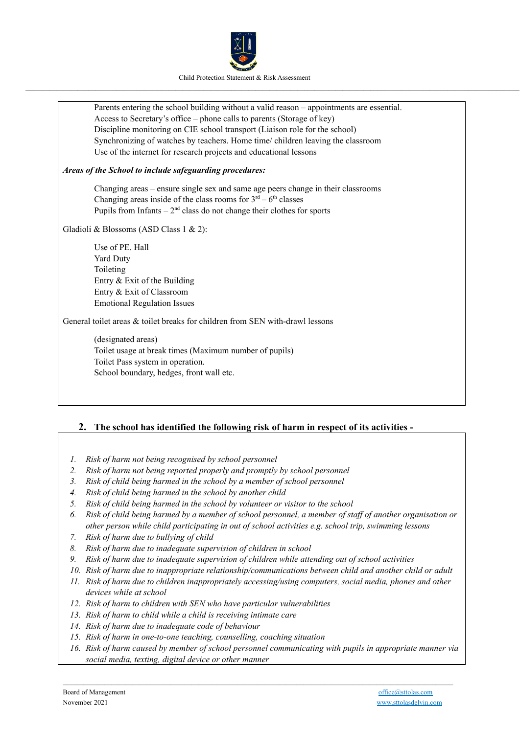Parents entering the school building without a valid reason – appointments are essential.
Access to Secretary's office – phone calls to parents (Storage of key)
Discipline monitoring on CIE school transport (Liaison role for the school)
Synchronizing of watches by teachers. Home time/ children leaving the classroom
Use of the internet for research projects and educational lessons

***Areas of the School to include safeguarding procedures:***

Changing areas – ensure single sex and same age peers change in their classrooms
Changing areas inside of the class rooms for 3rd – 6th classes
Pupils from Infants – 2nd class do not change their clothes for sports

Gladioli & Blossoms (ASD Class 1 & 2):

Use of PE. Hall
Yard Duty
Toileting
Entry & Exit of the Building
Entry & Exit of Classroom
Emotional Regulation Issues

General toilet areas & toilet breaks for children from SEN with-drawl lessons

(designated areas)
Toilet usage at break times (Maximum number of pupils)
Toilet Pass system in operation.
School boundary, hedges, front wall etc.

## 2. The school has identified the following risk of harm in respect of its activities -

1. *Risk of harm not being recognised by school personnel*
2. *Risk of harm not being reported properly and promptly by school personnel*
3. *Risk of child being harmed in the school by a member of school personnel*
4. *Risk of child being harmed in the school by another child*
5. *Risk of child being harmed in the school by volunteer or visitor to the school*
6. *Risk of child being harmed by a member of school personnel, a member of staff of another organisation or other person while child participating in out of school activities e.g. school trip, swimming lessons*
7. *Risk of harm due to bullying of child*
8. *Risk of harm due to inadequate supervision of children in school*
9. *Risk of harm due to inadequate supervision of children while attending out of school activities*
10. *Risk of harm due to inappropriate relationship/communications between child and another child or adult*
11. *Risk of harm due to children inappropriately accessing/using computers, social media, phones and other devices while at school*
12. *Risk of harm to children with SEN who have particular vulnerabilities*
13. *Risk of harm to child while a child is receiving intimate care*
14. *Risk of harm due to inadequate code of behaviour*
15. *Risk of harm in one-to-one teaching, counselling, coaching situation*
16. *Risk of harm caused by member of school personnel communicating with pupils in appropriate manner via social media, texting, digital device or other manner*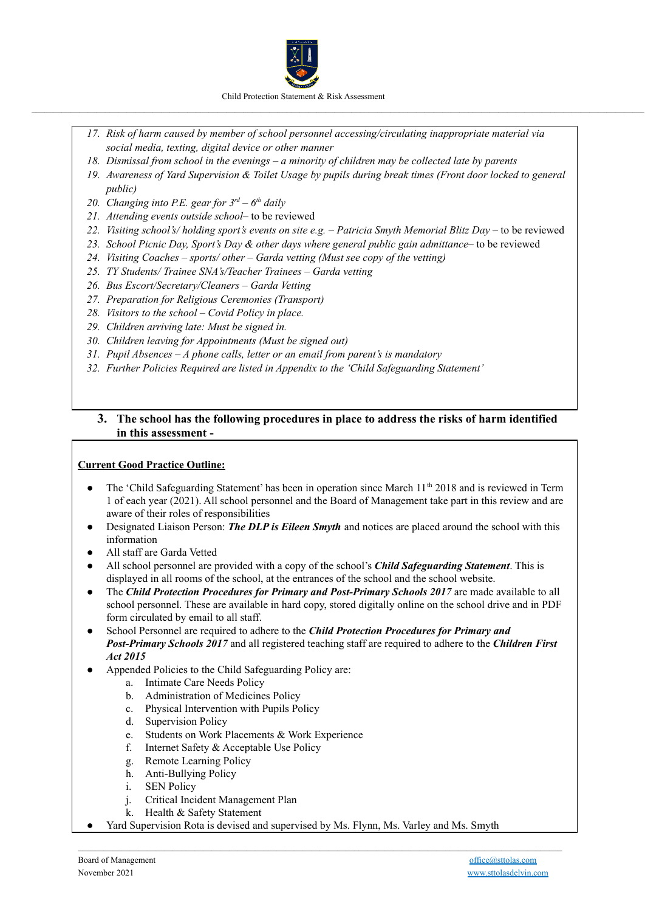17. *Risk of harm caused by member of school personnel accessing/circulating inappropriate material via social media, texting, digital device or other manner*
18. *Dismissal from school in the evenings – a minority of children may be collected late by parents*
19. *Awareness of Yard Supervision & Toilet Usage by pupils during break times (Front door locked to general public)*
20. *Changing into P.E. gear for 3rd – 6th daily*
21. *Attending events outside school*– to be reviewed
22. *Visiting school's/ holding sport's events on site e.g. – Patricia Smyth Memorial Blitz Day* – to be reviewed
23. *School Picnic Day, Sport's Day & other days where general public gain admittance*– to be reviewed
24. *Visiting Coaches – sports/ other – Garda vetting (Must see copy of the vetting)*
25. *TY Students/ Trainee SNA's/Teacher Trainees – Garda vetting*
26. *Bus Escort/Secretary/Cleaners – Garda Vetting*
27. *Preparation for Religious Ceremonies (Transport)*
28. *Visitors to the school – Covid Policy in place.*
29. *Children arriving late: Must be signed in.*
30. *Children leaving for Appointments (Must be signed out)*
31. *Pupil Absences – A phone calls, letter or an email from parent's is mandatory*
32. *Further Policies Required are listed in Appendix to the 'Child Safeguarding Statement'*

## 3. The school has the following procedures in place to address the risks of harm identified in this assessment -

**Current Good Practice Outline:**

- The 'Child Safeguarding Statement' has been in operation since March 11th 2018 and is reviewed in Term 1 of each year (2021). All school personnel and the Board of Management take part in this review and are aware of their roles of responsibilities
- Designated Liaison Person: ***The DLP is Eileen Smyth*** and notices are placed around the school with this information
- All staff are Garda Vetted
- All school personnel are provided with a copy of the school's ***Child Safeguarding Statement***. This is displayed in all rooms of the school, at the entrances of the school and the school website.
- The ***Child Protection Procedures for Primary and Post-Primary Schools 2017*** are made available to all school personnel. These are available in hard copy, stored digitally online on the school drive and in PDF form circulated by email to all staff.
- School Personnel are required to adhere to the ***Child Protection Procedures for Primary and Post-Primary Schools 2017*** and all registered teaching staff are required to adhere to the ***Children First Act 2015***
- Appended Policies to the Child Safeguarding Policy are:
  a. Intimate Care Needs Policy
  b. Administration of Medicines Policy
  c. Physical Intervention with Pupils Policy
  d. Supervision Policy
  e. Students on Work Placements & Work Experience
  f. Internet Safety & Acceptable Use Policy
  g. Remote Learning Policy
  h. Anti-Bullying Policy
  i. SEN Policy
  j. Critical Incident Management Plan
  k. Health & Safety Statement
- Yard Supervision Rota is devised and supervised by Ms. Flynn, Ms. Varley and Ms. Smyth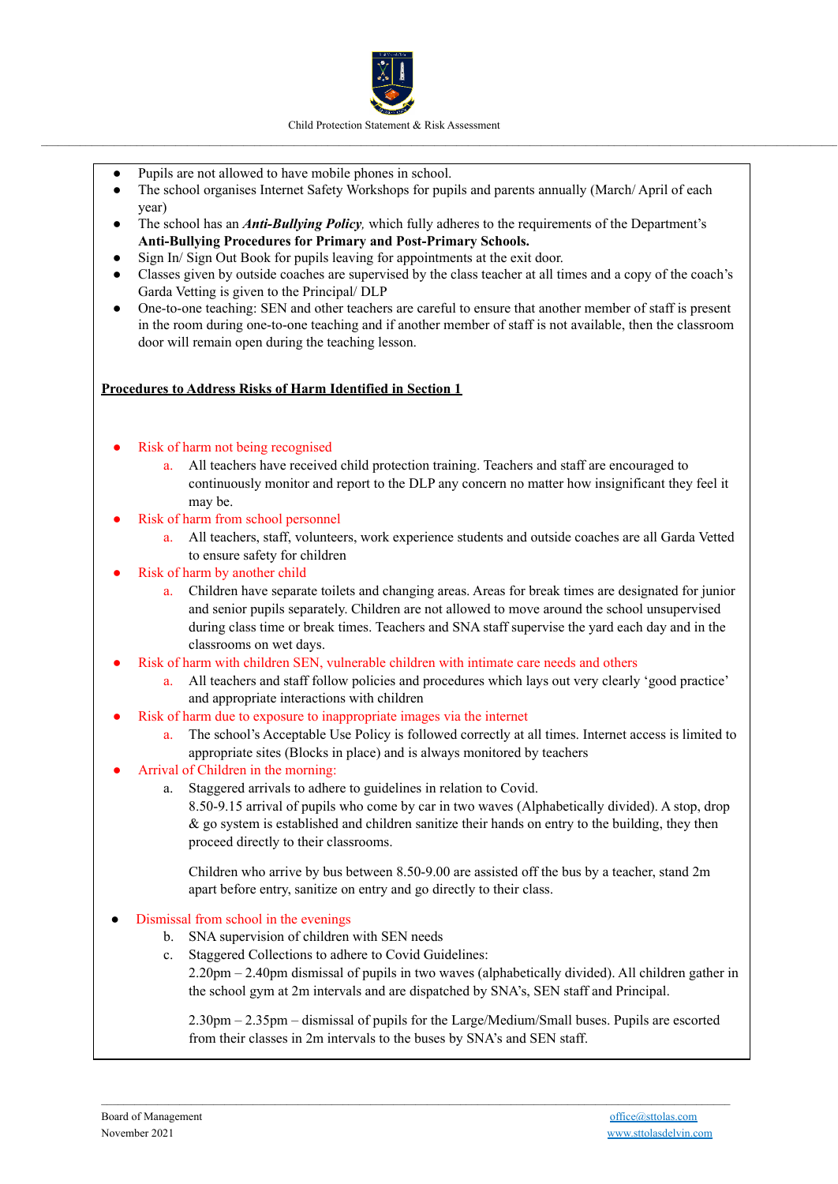- Pupils are not allowed to have mobile phones in school.
- The school organises Internet Safety Workshops for pupils and parents annually (March/ April of each year)
- The school has an ***Anti-Bullying Policy****,* which fully adheres to the requirements of the Department's **Anti-Bullying Procedures for Primary and Post-Primary Schools.**
- Sign In/ Sign Out Book for pupils leaving for appointments at the exit door.
- Classes given by outside coaches are supervised by the class teacher at all times and a copy of the coach's Garda Vetting is given to the Principal/ DLP
- One-to-one teaching: SEN and other teachers are careful to ensure that another member of staff is present in the room during one-to-one teaching and if another member of staff is not available, then the classroom door will remain open during the teaching lesson.

**Procedures to Address Risks of Harm Identified in Section 1**

- Risk of harm not being recognised
  a. All teachers have received child protection training. Teachers and staff are encouraged to continuously monitor and report to the DLP any concern no matter how insignificant they feel it may be.
- Risk of harm from school personnel
  a. All teachers, staff, volunteers, work experience students and outside coaches are all Garda Vetted to ensure safety for children
- Risk of harm by another child
  a. Children have separate toilets and changing areas. Areas for break times are designated for junior and senior pupils separately. Children are not allowed to move around the school unsupervised during class time or break times. Teachers and SNA staff supervise the yard each day and in the classrooms on wet days.
- Risk of harm with children SEN, vulnerable children with intimate care needs and others
  a. All teachers and staff follow policies and procedures which lays out very clearly 'good practice' and appropriate interactions with children
- Risk of harm due to exposure to inappropriate images via the internet
  a. The school's Acceptable Use Policy is followed correctly at all times. Internet access is limited to appropriate sites (Blocks in place) and is always monitored by teachers
- Arrival of Children in the morning:
  a. Staggered arrivals to adhere to guidelines in relation to Covid.
     8.50-9.15 arrival of pupils who come by car in two waves (Alphabetically divided). A stop, drop & go system is established and children sanitize their hands on entry to the building, they then proceed directly to their classrooms.

     Children who arrive by bus between 8.50-9.00 are assisted off the bus by a teacher, stand 2m apart before entry, sanitize on entry and go directly to their class.

- Dismissal from school in the evenings
  b. SNA supervision of children with SEN needs
  c. Staggered Collections to adhere to Covid Guidelines:
     2.20pm – 2.40pm dismissal of pupils in two waves (alphabetically divided). All children gather in the school gym at 2m intervals and are dispatched by SNA's, SEN staff and Principal.

     2.30pm – 2.35pm – dismissal of pupils for the Large/Medium/Small buses. Pupils are escorted from their classes in 2m intervals to the buses by SNA's and SEN staff.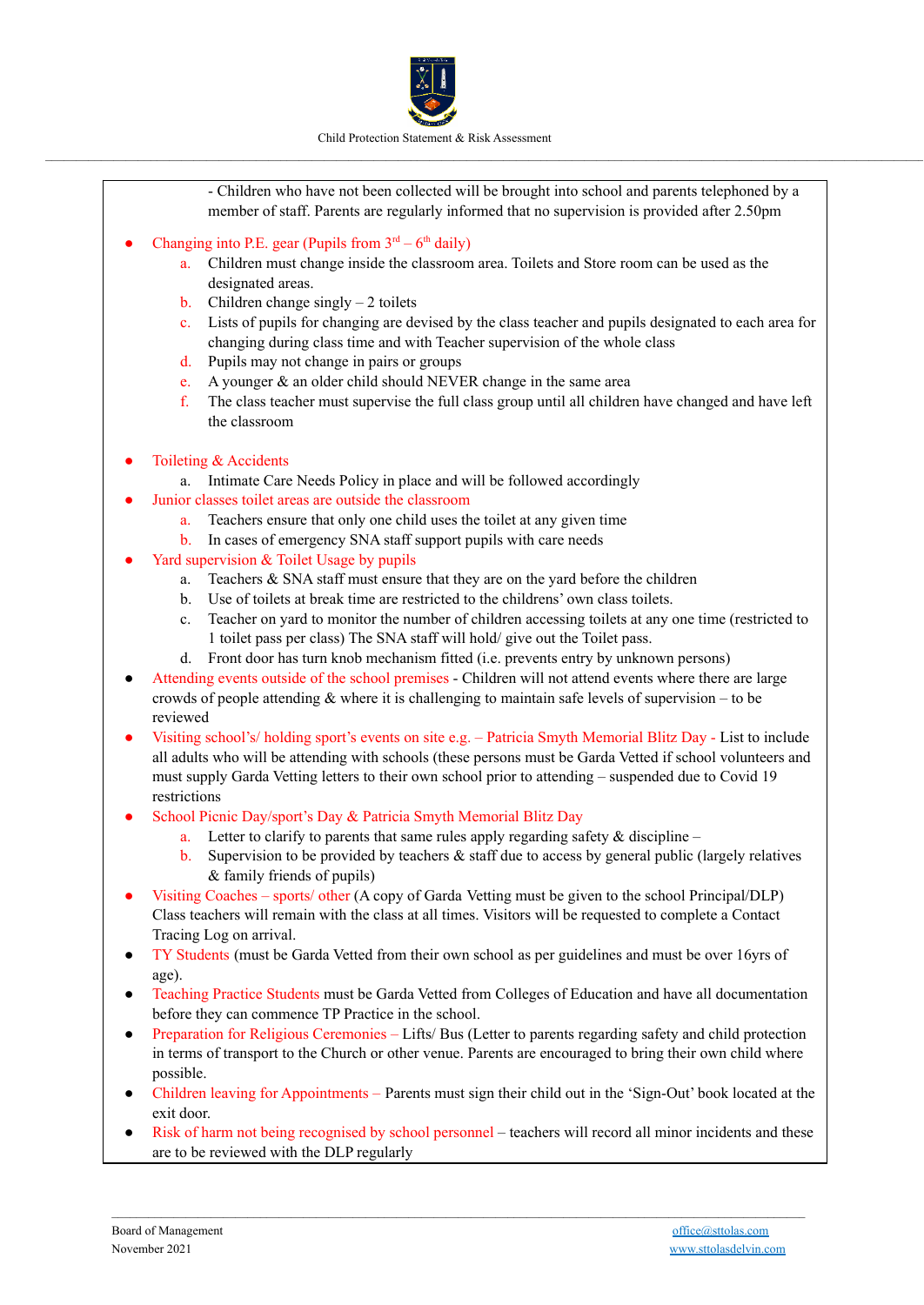- Children who have not been collected will be brought into school and parents telephoned by a member of staff. Parents are regularly informed that no supervision is provided after 2.50pm

- Changing into P.E. gear (Pupils from 3rd – 6th daily)
    a. Children must change inside the classroom area. Toilets and Store room can be used as the designated areas.
    b. Children change singly – 2 toilets
    c. Lists of pupils for changing are devised by the class teacher and pupils designated to each area for changing during class time and with Teacher supervision of the whole class
    d. Pupils may not change in pairs or groups
    e. A younger & an older child should NEVER change in the same area
    f. The class teacher must supervise the full class group until all children have changed and have left the classroom

- Toileting & Accidents
    a. Intimate Care Needs Policy in place and will be followed accordingly
- Junior classes toilet areas are outside the classroom
    a. Teachers ensure that only one child uses the toilet at any given time
    b. In cases of emergency SNA staff support pupils with care needs
- Yard supervision & Toilet Usage by pupils
    a. Teachers & SNA staff must ensure that they are on the yard before the children
    b. Use of toilets at break time are restricted to the childrens' own class toilets.
    c. Teacher on yard to monitor the number of children accessing toilets at any one time (restricted to 1 toilet pass per class) The SNA staff will hold/ give out the Toilet pass.
    d. Front door has turn knob mechanism fitted (i.e. prevents entry by unknown persons)
- Attending events outside of the school premises - Children will not attend events where there are large crowds of people attending & where it is challenging to maintain safe levels of supervision – to be reviewed
- Visiting school's/ holding sport's events on site e.g. – Patricia Smyth Memorial Blitz Day - List to include all adults who will be attending with schools (these persons must be Garda Vetted if school volunteers and must supply Garda Vetting letters to their own school prior to attending – suspended due to Covid 19 restrictions
- School Picnic Day/sport's Day & Patricia Smyth Memorial Blitz Day
    a. Letter to clarify to parents that same rules apply regarding safety & discipline –
    b. Supervision to be provided by teachers & staff due to access by general public (largely relatives & family friends of pupils)
- Visiting Coaches – sports/ other (A copy of Garda Vetting must be given to the school Principal/DLP) Class teachers will remain with the class at all times. Visitors will be requested to complete a Contact Tracing Log on arrival.
- TY Students (must be Garda Vetted from their own school as per guidelines and must be over 16yrs of age).
- Teaching Practice Students must be Garda Vetted from Colleges of Education and have all documentation before they can commence TP Practice in the school.
- Preparation for Religious Ceremonies – Lifts/ Bus (Letter to parents regarding safety and child protection in terms of transport to the Church or other venue. Parents are encouraged to bring their own child where possible.
- Children leaving for Appointments – Parents must sign their child out in the 'Sign-Out' book located at the exit door.
- Risk of harm not being recognised by school personnel – teachers will record all minor incidents and these are to be reviewed with the DLP regularly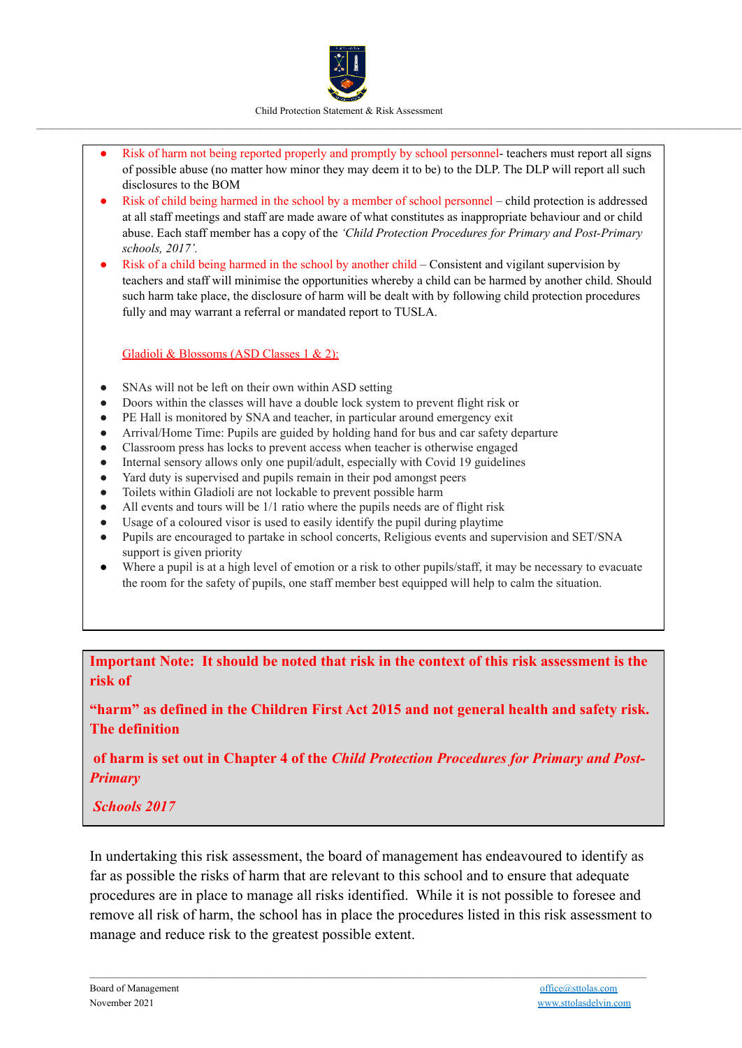- Risk of harm not being reported properly and promptly by school personnel- teachers must report all signs of possible abuse (no matter how minor they may deem it to be) to the DLP. The DLP will report all such disclosures to the BOM
- Risk of child being harmed in the school by a member of school personnel – child protection is addressed at all staff meetings and staff are made aware of what constitutes as inappropriate behaviour and or child abuse. Each staff member has a copy of the *'Child Protection Procedures for Primary and Post-Primary schools, 2017'*.
- Risk of a child being harmed in the school by another child – Consistent and vigilant supervision by teachers and staff will minimise the opportunities whereby a child can be harmed by another child. Should such harm take place, the disclosure of harm will be dealt with by following child protection procedures fully and may warrant a referral or mandated report to TUSLA.

Gladioli & Blossoms (ASD Classes 1 & 2):

- SNAs will not be left on their own within ASD setting
- Doors within the classes will have a double lock system to prevent flight risk or
- PE Hall is monitored by SNA and teacher, in particular around emergency exit
- Arrival/Home Time: Pupils are guided by holding hand for bus and car safety departure
- Classroom press has locks to prevent access when teacher is otherwise engaged
- Internal sensory allows only one pupil/adult, especially with Covid 19 guidelines
- Yard duty is supervised and pupils remain in their pod amongst peers
- Toilets within Gladioli are not lockable to prevent possible harm
- All events and tours will be 1/1 ratio where the pupils needs are of flight risk
- Usage of a coloured visor is used to easily identify the pupil during playtime
- Pupils are encouraged to partake in school concerts, Religious events and supervision and SET/SNA support is given priority
- Where a pupil is at a high level of emotion or a risk to other pupils/staff, it may be necessary to evacuate the room for the safety of pupils, one staff member best equipped will help to calm the situation.

**Important Note: It should be noted that risk in the context of this risk assessment is the risk of "harm" as defined in the Children First Act 2015 and not general health and safety risk. The definition of harm is set out in Chapter 4 of the *Child Protection Procedures for Primary and Post-Primary Schools 2017***

In undertaking this risk assessment, the board of management has endeavoured to identify as far as possible the risks of harm that are relevant to this school and to ensure that adequate procedures are in place to manage all risks identified. While it is not possible to foresee and remove all risk of harm, the school has in place the procedures listed in this risk assessment to manage and reduce risk to the greatest possible extent.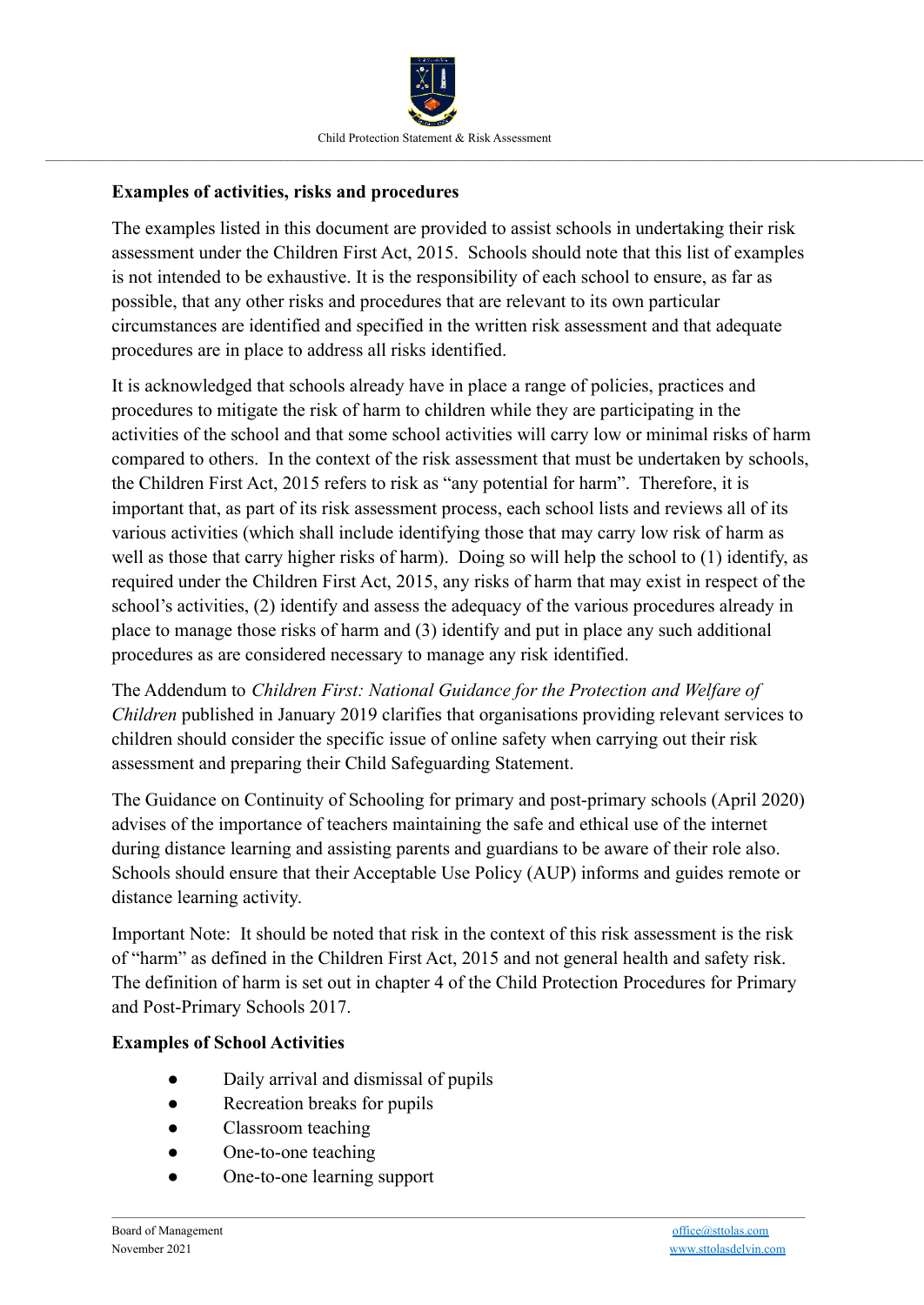**Examples of activities, risks and procedures**

The examples listed in this document are provided to assist schools in undertaking their risk assessment under the Children First Act, 2015. Schools should note that this list of examples is not intended to be exhaustive. It is the responsibility of each school to ensure, as far as possible, that any other risks and procedures that are relevant to its own particular circumstances are identified and specified in the written risk assessment and that adequate procedures are in place to address all risks identified.

It is acknowledged that schools already have in place a range of policies, practices and procedures to mitigate the risk of harm to children while they are participating in the activities of the school and that some school activities will carry low or minimal risks of harm compared to others. In the context of the risk assessment that must be undertaken by schools, the Children First Act, 2015 refers to risk as "any potential for harm". Therefore, it is important that, as part of its risk assessment process, each school lists and reviews all of its various activities (which shall include identifying those that may carry low risk of harm as well as those that carry higher risks of harm). Doing so will help the school to (1) identify, as required under the Children First Act, 2015, any risks of harm that may exist in respect of the school's activities, (2) identify and assess the adequacy of the various procedures already in place to manage those risks of harm and (3) identify and put in place any such additional procedures as are considered necessary to manage any risk identified.

The Addendum to *Children First: National Guidance for the Protection and Welfare of Children* published in January 2019 clarifies that organisations providing relevant services to children should consider the specific issue of online safety when carrying out their risk assessment and preparing their Child Safeguarding Statement.

The Guidance on Continuity of Schooling for primary and post-primary schools (April 2020) advises of the importance of teachers maintaining the safe and ethical use of the internet during distance learning and assisting parents and guardians to be aware of their role also. Schools should ensure that their Acceptable Use Policy (AUP) informs and guides remote or distance learning activity.

Important Note: It should be noted that risk in the context of this risk assessment is the risk of "harm" as defined in the Children First Act, 2015 and not general health and safety risk. The definition of harm is set out in chapter 4 of the Child Protection Procedures for Primary and Post-Primary Schools 2017.

**Examples of School Activities**

- Daily arrival and dismissal of pupils
- Recreation breaks for pupils
- Classroom teaching
- One-to-one teaching
- One-to-one learning support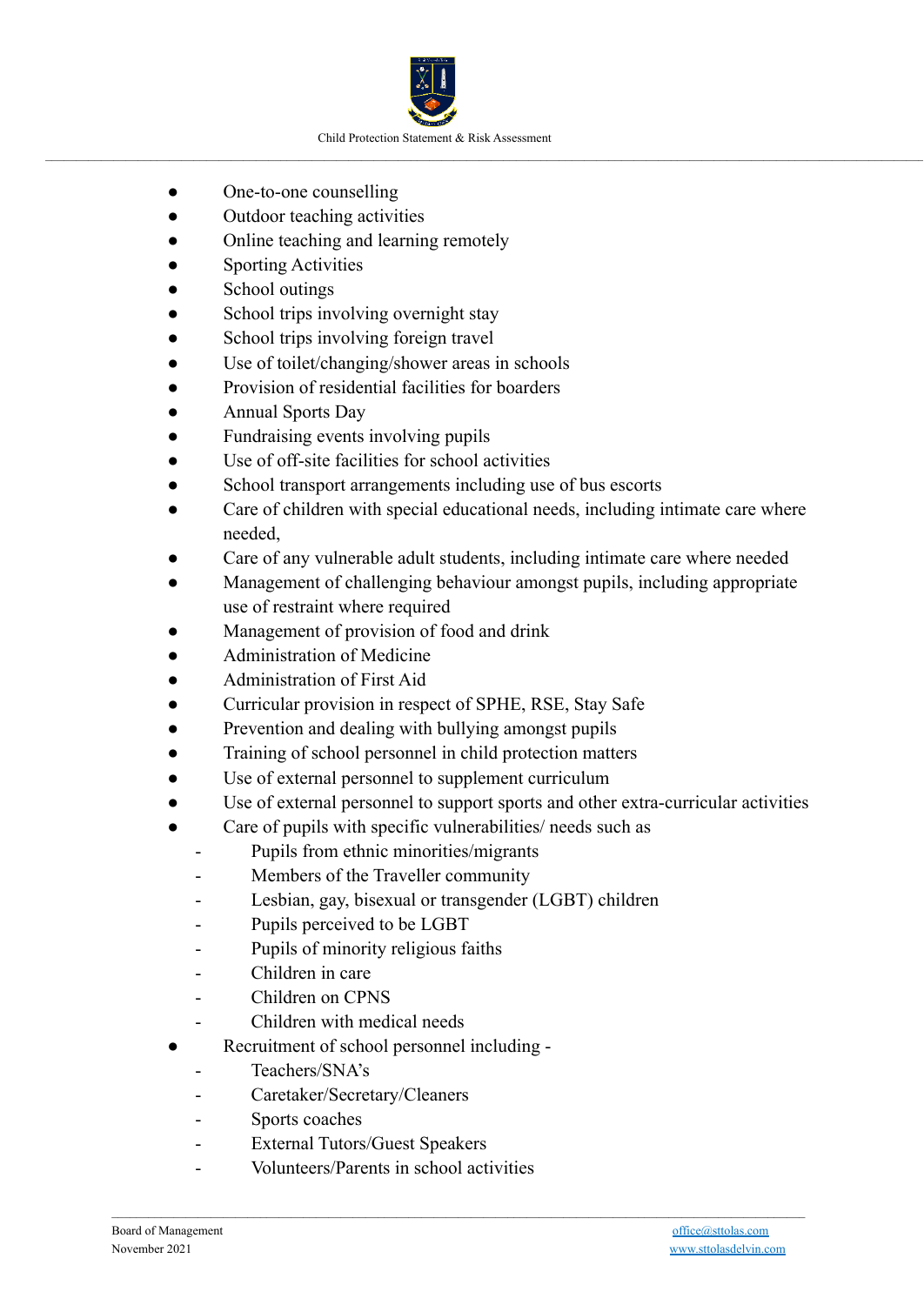- One-to-one counselling
- Outdoor teaching activities
- Online teaching and learning remotely
- Sporting Activities
- School outings
- School trips involving overnight stay
- School trips involving foreign travel
- Use of toilet/changing/shower areas in schools
- Provision of residential facilities for boarders
- Annual Sports Day
- Fundraising events involving pupils
- Use of off-site facilities for school activities
- School transport arrangements including use of bus escorts
- Care of children with special educational needs, including intimate care where needed,
- Care of any vulnerable adult students, including intimate care where needed
- Management of challenging behaviour amongst pupils, including appropriate use of restraint where required
- Management of provision of food and drink
- Administration of Medicine
- Administration of First Aid
- Curricular provision in respect of SPHE, RSE, Stay Safe
- Prevention and dealing with bullying amongst pupils
- Training of school personnel in child protection matters
- Use of external personnel to supplement curriculum
- Use of external personnel to support sports and other extra-curricular activities
- Care of pupils with specific vulnerabilities/ needs such as
  - Pupils from ethnic minorities/migrants
  - Members of the Traveller community
  - Lesbian, gay, bisexual or transgender (LGBT) children
  - Pupils perceived to be LGBT
  - Pupils of minority religious faiths
  - Children in care
  - Children on CPNS
  - Children with medical needs
- Recruitment of school personnel including -
  - Teachers/SNA's
  - Caretaker/Secretary/Cleaners
  - Sports coaches
  - External Tutors/Guest Speakers
  - Volunteers/Parents in school activities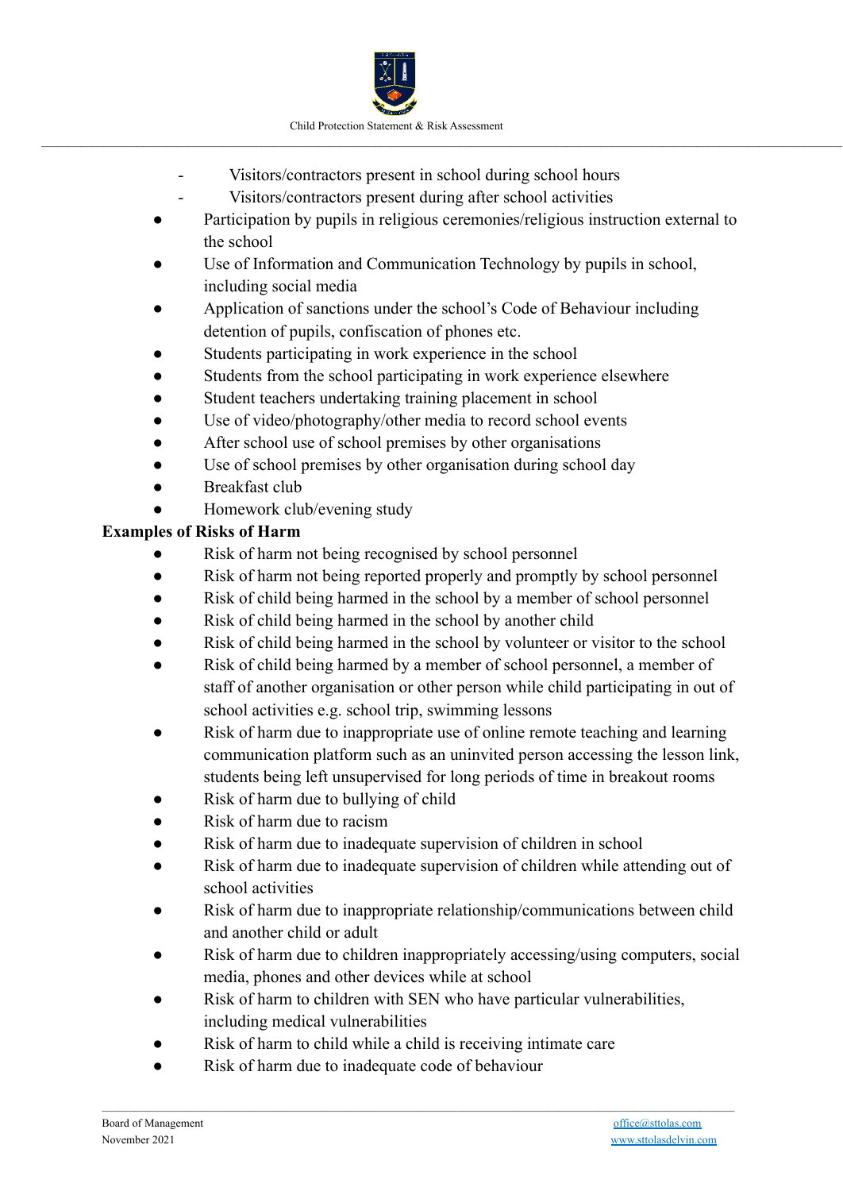- Visitors/contractors present in school during school hours
  - Visitors/contractors present during after school activities
- Participation by pupils in religious ceremonies/religious instruction external to the school
- Use of Information and Communication Technology by pupils in school, including social media
- Application of sanctions under the school's Code of Behaviour including detention of pupils, confiscation of phones etc.
- Students participating in work experience in the school
- Students from the school participating in work experience elsewhere
- Student teachers undertaking training placement in school
- Use of video/photography/other media to record school events
- After school use of school premises by other organisations
- Use of school premises by other organisation during school day
- Breakfast club
- Homework club/evening study

**Examples of Risks of Harm**

- Risk of harm not being recognised by school personnel
- Risk of harm not being reported properly and promptly by school personnel
- Risk of child being harmed in the school by a member of school personnel
- Risk of child being harmed in the school by another child
- Risk of child being harmed in the school by volunteer or visitor to the school
- Risk of child being harmed by a member of school personnel, a member of staff of another organisation or other person while child participating in out of school activities e.g. school trip, swimming lessons
- Risk of harm due to inappropriate use of online remote teaching and learning communication platform such as an uninvited person accessing the lesson link, students being left unsupervised for long periods of time in breakout rooms
- Risk of harm due to bullying of child
- Risk of harm due to racism
- Risk of harm due to inadequate supervision of children in school
- Risk of harm due to inadequate supervision of children while attending out of school activities
- Risk of harm due to inappropriate relationship/communications between child and another child or adult
- Risk of harm due to children inappropriately accessing/using computers, social media, phones and other devices while at school
- Risk of harm to children with SEN who have particular vulnerabilities, including medical vulnerabilities
- Risk of harm to child while a child is receiving intimate care
- Risk of harm due to inadequate code of behaviour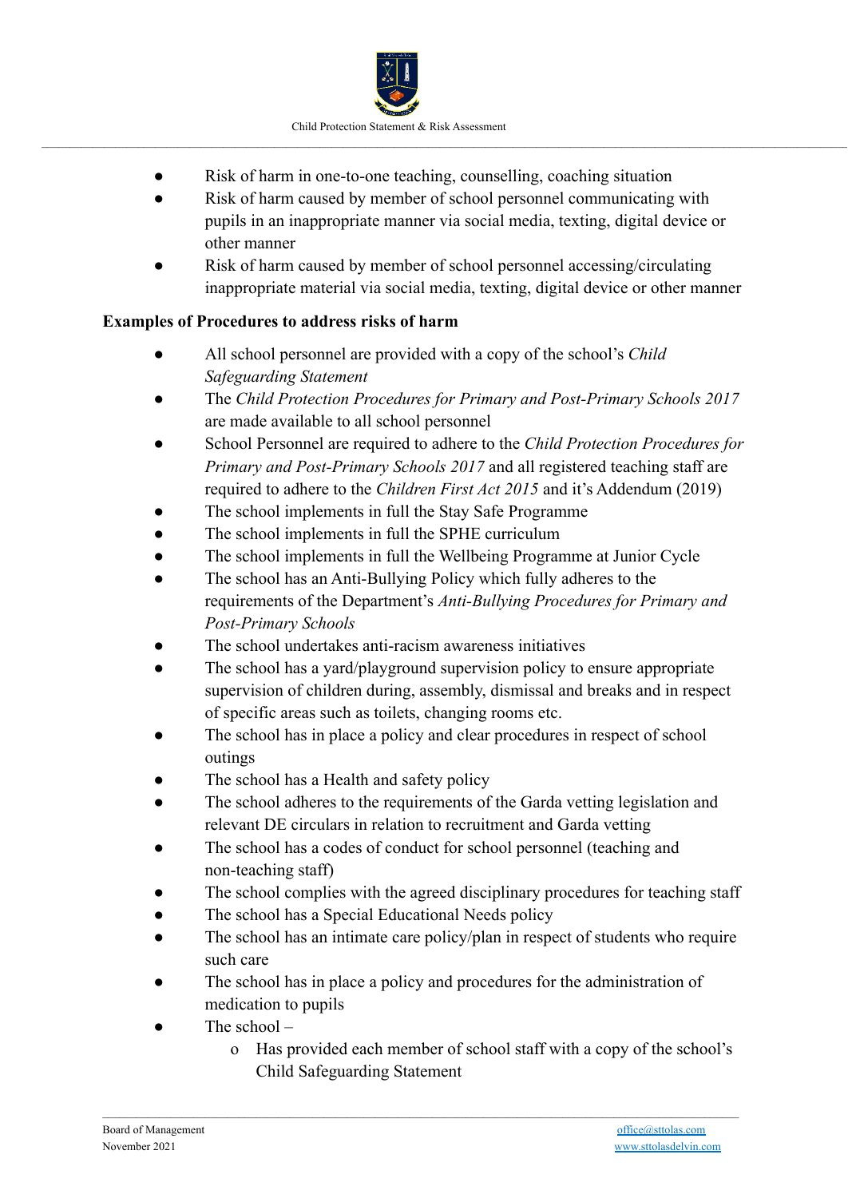- Risk of harm in one-to-one teaching, counselling, coaching situation
- Risk of harm caused by member of school personnel communicating with pupils in an inappropriate manner via social media, texting, digital device or other manner
- Risk of harm caused by member of school personnel accessing/circulating inappropriate material via social media, texting, digital device or other manner

**Examples of Procedures to address risks of harm**

- All school personnel are provided with a copy of the school's *Child Safeguarding Statement*
- The *Child Protection Procedures for Primary and Post-Primary Schools 2017* are made available to all school personnel
- School Personnel are required to adhere to the *Child Protection Procedures for Primary and Post-Primary Schools 2017* and all registered teaching staff are required to adhere to the *Children First Act 2015* and it's Addendum (2019)
- The school implements in full the Stay Safe Programme
- The school implements in full the SPHE curriculum
- The school implements in full the Wellbeing Programme at Junior Cycle
- The school has an Anti-Bullying Policy which fully adheres to the requirements of the Department's *Anti-Bullying Procedures for Primary and Post-Primary Schools*
- The school undertakes anti-racism awareness initiatives
- The school has a yard/playground supervision policy to ensure appropriate supervision of children during, assembly, dismissal and breaks and in respect of specific areas such as toilets, changing rooms etc.
- The school has in place a policy and clear procedures in respect of school outings
- The school has a Health and safety policy
- The school adheres to the requirements of the Garda vetting legislation and relevant DE circulars in relation to recruitment and Garda vetting
- The school has a codes of conduct for school personnel (teaching and non-teaching staff)
- The school complies with the agreed disciplinary procedures for teaching staff
- The school has a Special Educational Needs policy
- The school has an intimate care policy/plan in respect of students who require such care
- The school has in place a policy and procedures for the administration of medication to pupils
- The school –
  - Has provided each member of school staff with a copy of the school's Child Safeguarding Statement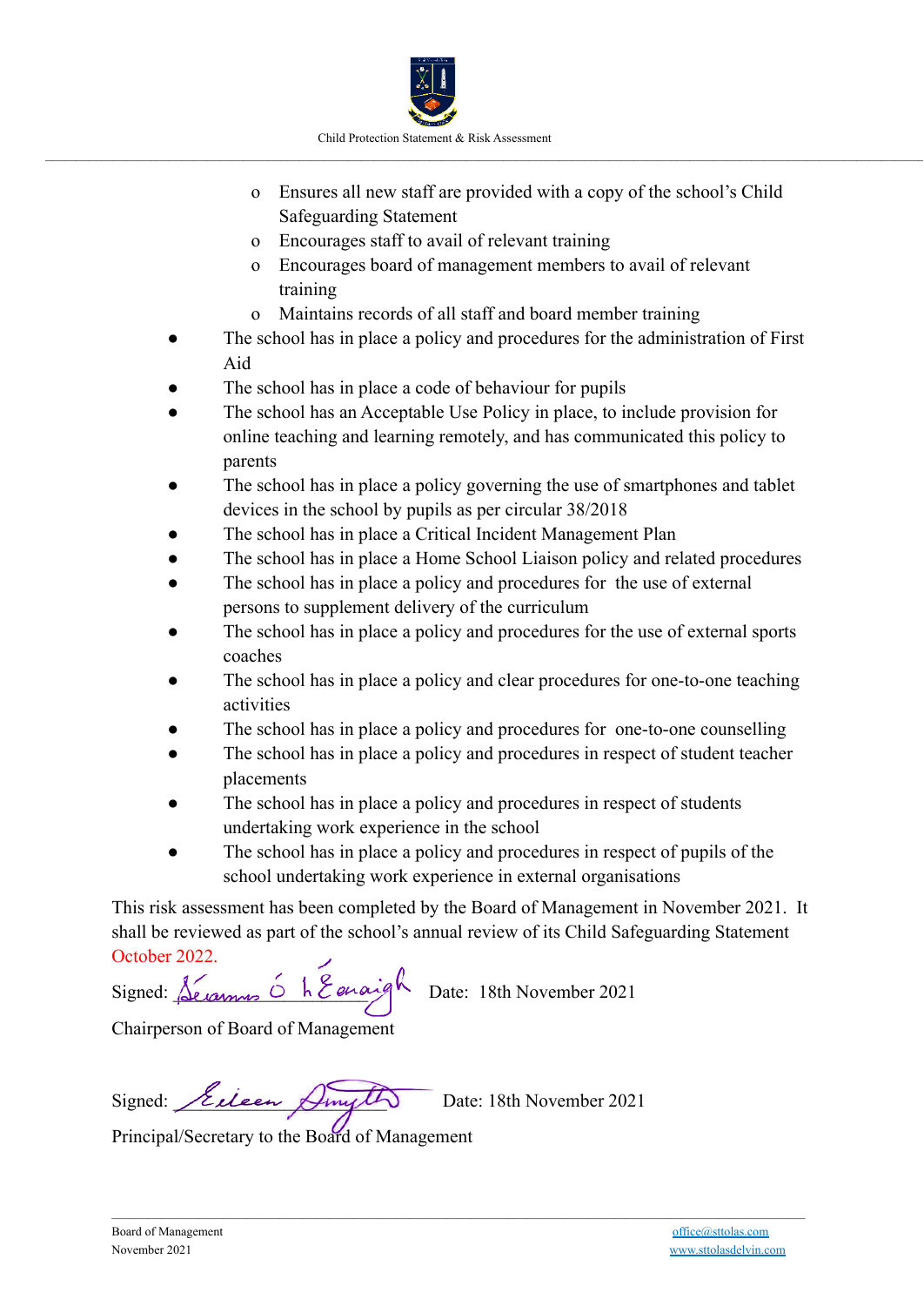- Ensures all new staff are provided with a copy of the school's Child Safeguarding Statement
    - Encourages staff to avail of relevant training
    - Encourages board of management members to avail of relevant training
    - Maintains records of all staff and board member training
- The school has in place a policy and procedures for the administration of First Aid
- The school has in place a code of behaviour for pupils
- The school has an Acceptable Use Policy in place, to include provision for online teaching and learning remotely, and has communicated this policy to parents
- The school has in place a policy governing the use of smartphones and tablet devices in the school by pupils as per circular 38/2018
- The school has in place a Critical Incident Management Plan
- The school has in place a Home School Liaison policy and related procedures
- The school has in place a policy and procedures for the use of external persons to supplement delivery of the curriculum
- The school has in place a policy and procedures for the use of external sports coaches
- The school has in place a policy and clear procedures for one-to-one teaching activities
- The school has in place a policy and procedures for one-to-one counselling
- The school has in place a policy and procedures in respect of student teacher placements
- The school has in place a policy and procedures in respect of students undertaking work experience in the school
- The school has in place a policy and procedures in respect of pupils of the school undertaking work experience in external organisations

This risk assessment has been completed by the Board of Management in November 2021. It shall be reviewed as part of the school's annual review of its Child Safeguarding Statement October 2022.

Signed: Séamus Ó hÉanaigh Date: 18th November 2021

Chairperson of Board of Management

Signed: Eileen Smyth Date: 18th November 2021

Principal/Secretary to the Board of Management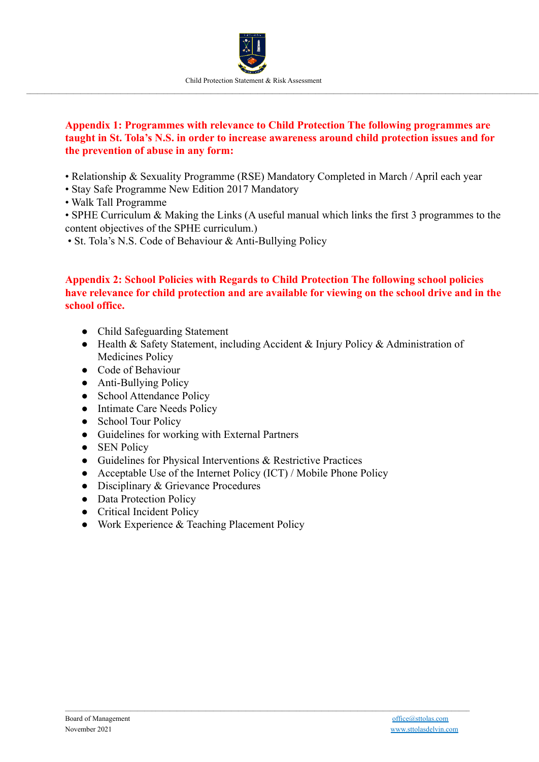## Appendix 1: Programmes with relevance to Child Protection The following programmes are taught in St. Tola's N.S. in order to increase awareness around child protection issues and for the prevention of abuse in any form:

- Relationship & Sexuality Programme (RSE) Mandatory Completed in March / April each year
- Stay Safe Programme New Edition 2017 Mandatory
- Walk Tall Programme
- SPHE Curriculum & Making the Links (A useful manual which links the first 3 programmes to the content objectives of the SPHE curriculum.)
- St. Tola's N.S. Code of Behaviour & Anti-Bullying Policy

## Appendix 2: School Policies with Regards to Child Protection The following school policies have relevance for child protection and are available for viewing on the school drive and in the school office.

- Child Safeguarding Statement
- Health & Safety Statement, including Accident & Injury Policy & Administration of Medicines Policy
- Code of Behaviour
- Anti-Bullying Policy
- School Attendance Policy
- Intimate Care Needs Policy
- School Tour Policy
- Guidelines for working with External Partners
- SEN Policy
- Guidelines for Physical Interventions & Restrictive Practices
- Acceptable Use of the Internet Policy (ICT) / Mobile Phone Policy
- Disciplinary & Grievance Procedures
- Data Protection Policy
- Critical Incident Policy
- Work Experience & Teaching Placement Policy